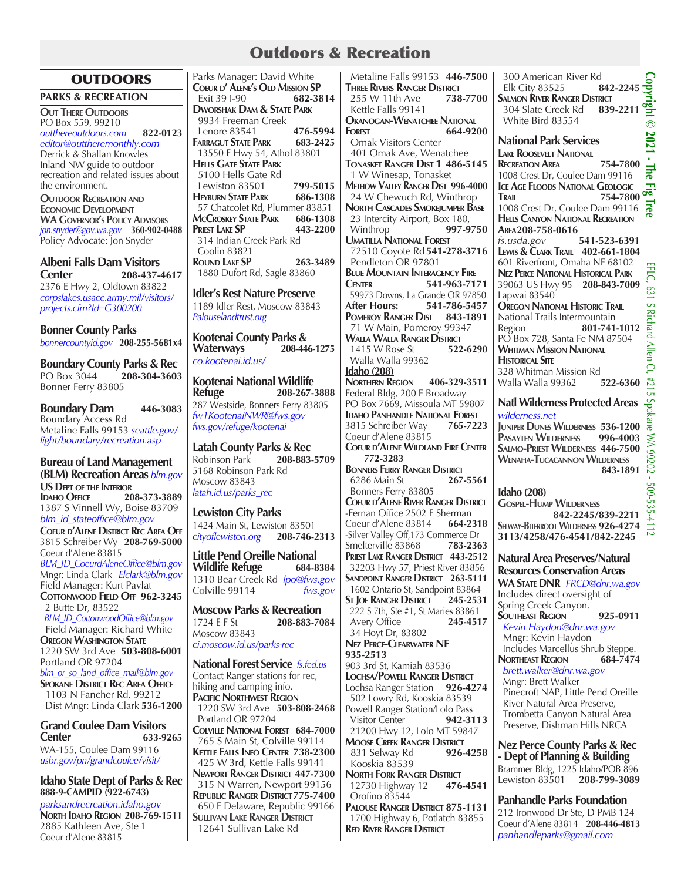# Outdoors & Recreation

## OUTDOORS

### PARKS & RECREATION

**Out There Outdoors**
PO Box 559, 99210
outthereoutdoors.com **822-0123**
editor@outtheremonthly.com
Derrick & Shallan Knowles
Inland NW guide to outdoor recreation and related issues about the environment.

**Outdoor Recreation and Economic Development**
**WA Governor's Policy Advisors**
jon.snyder@gov.wa.gov **360-902-0488**
Policy Advocate: Jon Snyder

### Albeni Falls Dam Visitors Center **208-437-4617**
2376 E Hwy 2, Oldtown 83822
corpslakes.usace.army.mil/visitors/projects.cfm?Id=G300200

### Bonner County Parks
bonnercountyid.gov **208-255-5681x4**

### Boundary County Parks & Rec
PO Box 3044 **208-304-3603**
Bonner Ferry 83805

### Boundary Dam **446-3083**
Boundary Access Rd
Metaline Falls 99153 seattle.gov/light/boundary/recreation.asp

### Bureau of Land Management (BLM) Recreation Areas blm.gov
**US Dept of the Interior**
**Idaho Office** **208-373-3889**
1387 S Vinnell Wy, Boise 83709
blm_id_stateoffice@blm.gov
**Coeur d'Alene District Rec Area Off**
3815 Schreiber Wy **208-769-5000**
Coeur d'Alene 83815
BLM_ID_CoeurdAleneOffice@blm.gov
Mngr: Linda Clark Elclark@blm.gov
Field Manager: Kurt Pavlat
**Cottonwood Field Off** **962-3245**
2 Butte Dr, 83522
BLM_ID_CottonwoodOffice@blm.gov
Field Manager: Richard White
**Oregon Washington State**
1220 SW 3rd Ave **503-808-6001**
Portland OR 97204
blm_or_so_land_office_mail@blm.gov
**Spokane District Rec Area Office**
1103 N Fancher Rd, 99212
Dist Mngr: Linda Clark **536-1200**

### Grand Coulee Dam Visitors Center **633-9265**
WA-155, Coulee Dam 99116
usbr.gov/pn/grandcoulee/visit/

### Idaho State Dept of Parks & Rec
**888-9-CAMPID (922-6743)**
parksandrecreation.idaho.gov
**North Idaho Region** **208-769-1511**
2885 Kathleen Ave, Ste 1
Coeur d'Alene 83815
Parks Manager: David White
**Coeur d' Alene's Old Mission SP**
Exit 39 I-90 **682-3814**
**Dworshak Dam & State Park**
9934 Freeman Creek
Lenore 83541 **476-5994**
**Farragut State Park** **683-2425**
13550 E Hwy 54, Athol 83801
**Hells Gate State Park**
5100 Hells Gate Rd
Lewiston 83501 **799-5015**
**Heyburn State Park** **686-1308**
57 Chatcolet Rd, Plummer 83851
**McCroskey State Park** **686-1308**
**Priest Lake SP** **443-2200**
314 Indian Creek Park Rd
Coolin 83821
**Round Lake SP** **263-3489**
1880 Dufort Rd, Sagle 83860

### Idler's Rest Nature Preserve
1189 Idler Rest, Moscow 83843
Palouselandtrust.org

### Kootenai County Parks & Waterways **208-446-1275**
co.kootenai.id.us/

### Kootenai National Wildlife Refuge **208-267-3888**
287 Westside, Bonners Ferry 83805
fw1KootenaiNWR@fws.gov
fws.gov/refuge/kootenai

### Latah County Parks & Rec
Robinson Park **208-883-5709**
5168 Robinson Park Rd
Moscow 83843
latah.id.us/parks_rec

### Lewiston City Parks
1424 Main St, Lewiston 83501
cityoflewiston.org **208-746-2313**

### Little Pend Oreille National Wildlife Refuge **684-8384**
1310 Bear Creek Rd lpo@fws.gov
Colville 99114 fws.gov

### Moscow Parks & Recreation
1724 E F St **208-883-7084**
Moscow 83843
ci.moscow.id.us/parks-rec

### National Forest Service fs.fed.us
Contact Ranger stations for rec, hiking and camping info.
**Pacific Northwest Region**
1220 SW 3rd Ave **503-808-2468**
Portland OR 97204
**Colville National Forest** **684-7000**
765 S Main St, Colville 99114
**Kettle Falls Info Center** **738-2300**
425 W 3rd, Kettle Falls 99141
**Newport Ranger District** **447-7300**
315 N Warren, Newport 99156
**Republic Ranger District** **775-7400**
650 E Delaware, Republic 99166
**Sullivan Lake Ranger District**
12641 Sullivan Lake Rd
Metaline Falls 99153 **446-7500**
**Three Rivers Ranger District**
255 W 11th Ave **738-7700**
Kettle Falls 99141
**Okanogan-Wenatchee National Forest** **664-9200**
Omak Visitors Center
401 Omak Ave, Wenatchee
**Tonasket Ranger Dist 1** **486-5145**
1 W Winesap, Tonasket
**Methow Valley Ranger Dist** **996-4000**
24 W Chewuch Rd, Winthrop
**North Cascades Smokejumper Base**
23 Intercity Airport, Box 180,
Winthrop **997-9750**
**Umatilla National Forest**
72510 Coyote Rd **541-278-3716**
Pendleton OR 97801
**Blue Mountain Interagency Fire Center** **541-963-7171**
59973 Downs, La Grande OR 97850
**After Hours:** **541-786-5457**
**Pomeroy Ranger Dist** **843-1891**
71 W Main, Pomeroy 99347
**Walla Walla Ranger District**
1415 W Rose St **522-6290**
Walla Walla 99362

**Idaho (208)**
**Northern Region** **406-329-3511**
Federal Bldg, 200 E Broadway
PO Box 7669, Missoula MT 59807
**Idaho Panhandle National Forest**
3815 Schreiber Way **765-7223**
Coeur d'Alene 83815
**Coeur d'Alene Wildland Fire Center**
**772-3283**
**Bonners Ferry Ranger District**
6286 Main St **267-5561**
Bonners Ferry 83805
**Coeur d'Alene River Ranger District**
-Fernan Office 2502 E Sherman
Coeur d'Alene 83814 **664-2318**
-Silver Valley Off,173 Commerce Dr
Smelterville 83868 **783-2363**
**Priest Lake Ranger District** **443-2512**
32203 Hwy 57, Priest River 83856
**Sandpoint Ranger District** **263-5111**
1602 Ontario St, Sandpoint 83864
**St Joe Ranger District** **245-2531**
222 S 7th, Ste #1, St Maries 83861
Avery Office **245-4517**
34 Hoyt Dr, 83802
**Nez Perce-Clearwater NF**
**935-2513**
903 3rd St, Kamiah 83536
**Lochsa/Powell Ranger District**
Lochsa Ranger Station **926-4274**
502 Lowry Rd, Kooskia 83539
Powell Ranger Station/Lolo Pass
Visitor Center **942-3113**
21200 Hwy 12, Lolo MT 59847
**Moose Creek Ranger District**
831 Selway Rd **926-4258**
Kooskia 83539
**North Fork Ranger District**
12730 Highway 12 **476-4541**
Orofino 83544
**Palouse Ranger District** **875-1131**
1700 Highway 6, Potlatch 83855
**Red River Ranger District**
300 American River Rd
Elk City 83525 **842-2245**
**Salmon River Ranger District**
304 Slate Creek Rd **839-2211**
White Bird 83554

### National Park Services
**Lake Roosevelt National Recreation Area** **754-7800**
1008 Crest Dr, Coulee Dam 99116
**Ice Age Floods National Geologic Trail** **754-7800**
1008 Crest Dr, Coulee Dam 99116
**Hells Canyon National Recreation Area** **208-758-0616**
fs.usda.gov **541-523-6391**
**Lewis & Clark Trail** **402-661-1804**
601 Riverfront, Omaha NE 68102
**Nez Perce National Historical Park**
39063 US Hwy 95 **208-843-7009**
Lapwai 83540
**Oregon National Historic Trail**
National Trails Intermountain
Region **801-741-1012**
PO Box 728, Santa Fe NM 87504
**Whitman Mission National Historical Site**
328 Whitman Mission Rd
Walla Walla 99362 **522-6360**

### Natl Wilderness Protected Areas
wilderness.net
**Juniper Dunes Wilderness** **536-1200**
**Pasayten Wilderness** **996-4003**
**Salmo-Priest Wilderness** **446-7500**
**Wenaha-Tucacannon Wilderness**
**843-1891**

**Idaho (208)**
**Gospel-Hump Wilderness**
**842-2245/839-2211**
**Selway-Bitterroot Wilderness** **926-4274**
**3113/4258/476-4541/842-2245**

### Natural Area Preserves/Natural Resources Conservation Areas
**WA State DNR** FRCD@dnr.wa.gov
Includes direct oversight of Spring Creek Canyon.
**Southeast Region** **925-0911**
Kevin.Haydon@dnr.wa.gov
Mngr: Kevin Haydon
Includes Marcellus Shrub Steppe.
**Northeast Region** **684-7474**
brett.walker@dnr.wa.gov
Mngr: Brett Walker
Pinecroft NAP, Little Pend Oreille River Natural Area Preserve, Trombetta Canyon Natural Area Preserve, Dishman Hills NRCA

### Nez Perce County Parks & Rec - Dept of Planning & Building
Brammer Bldg, 1225 Idaho/POB 896
Lewiston 83501 **208-799-3089**

### Panhandle Parks Foundation
212 Ironwood Dr Ste, D PMB 124
Coeur d'Alene 83814 **208-446-4813**
panhandleparks@gmail.com

Copyright © 2021 - The Fig Tree
EFLC, 631 S Richard Allen Ct, #215 Spokane WA 99202 - 509-535-4112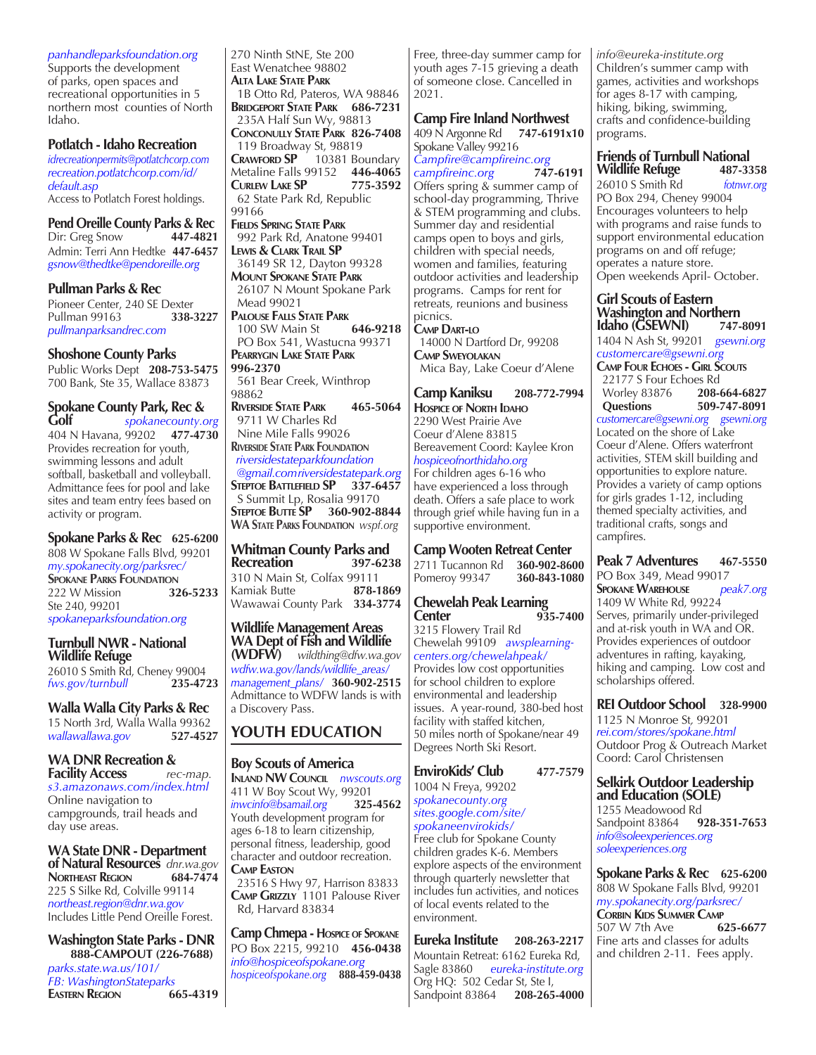*panhandleparksfoundation.org*
Supports the development of parks, open spaces and recreational opportunities in 5 northern most counties of North Idaho.

### Potlatch - Idaho Recreation
*idrecreationpermits@potlatchcorp.com*
*recreation.potlatchcorp.com/id/default.asp*
Access to Potlatch Forest holdings.

### Pend Oreille County Parks & Rec
Dir: Greg Snow **447-4821**
Admin: Terri Ann Hedtke **447-6457**
*gsnow@thedtke@pendoreille.org*

### Pullman Parks & Rec
Pioneer Center, 240 SE Dexter
Pullman 99163 **338-3227**
*pullmanparksandrec.com*

### Shoshone County Parks
Public Works Dept **208-753-5475**
700 Bank, Ste 35, Wallace 83873

### Spokane County Park, Rec & Golf
*spokanecounty.org*
404 N Havana, 99202 **477-4730**
Provides recreation for youth, swimming lessons and adult softball, basketball and volleyball. Admittance fees for pool and lake sites and team entry fees based on activity or program.

### Spokane Parks & Rec **625-6200**
808 W Spokane Falls Blvd, 99201
*my.spokanecity.org/parksrec/*
**Spokane Parks Foundation**
222 W Mission **326-5233**
Ste 240, 99201
*spokaneparksfoundation.org*

### Turnbull NWR - National Wildlife Refuge
26010 S Smith Rd, Cheney 99004
*fws.gov/turnbull* **235-4723**

### Walla Walla City Parks & Rec
15 North 3rd, Walla Walla 99362
*wallawallawa.gov* **527-4527**

### WA DNR Recreation & Facility Access
*rec-map.s3.amazonaws.com/index.html*
Online navigation to campgrounds, trail heads and day use areas.

### WA State DNR - Department of Natural Resources
*dnr.wa.gov*
**Northeast Region** **684-7474**
225 S Silke Rd, Colville 99114
*northeast.region@dnr.wa.gov*
Includes Little Pend Oreille Forest.

### Washington State Parks - DNR
**888-CAMPOUT (226-7688)**
*parks.state.wa.us/101/*
*FB: WashingtonStateparks*
**Eastern Region** **665-4319**
270 Ninth StNE, Ste 200
East Wenatchee 98802
**Alta Lake State Park**
1B Otto Rd, Pateros, WA 98846
**Bridgeport State Park** **686-7231**
235A Half Sun Wy, 98813
**Conconully State Park** **826-7408**
119 Broadway St, 98819
**Crawford SP** 10381 Boundary
Metaline Falls 99152 **446-4065**
**Curlew Lake SP** **775-3592**
62 State Park Rd, Republic 99166
**Fields Spring State Park**
992 Park Rd, Anatone 99401
**Lewis & Clark Trail SP**
36149 SR 12, Dayton 99328
**Mount Spokane State Park**
26107 N Mount Spokane Park
Mead 99021
**Palouse Falls State Park**
100 SW Main St **646-9218**
PO Box 541, Wastucna 99371
**Pearrygin Lake State Park**
**996-2370**
561 Bear Creek, Winthrop 98862
**Riverside State Park** **465-5064**
9711 W Charles Rd
Nine Mile Falls 99026
**Riverside State Park Foundation**
*riversidestateparkfoundation@gmail.comriversidestatepark.org*
**Steptoe Battlefield SP** **337-6457**
S Summit Lp, Rosalia 99170
**Steptoe Butte SP** **360-902-8844**
**WA State Parks Foundation** *wspf.org*

### Whitman County Parks and Recreation **397-6238**
310 N Main St, Colfax 99111
Kamiak Butte **878-1869**
Wawawai County Park **334-3774**

### Wildlife Management Areas WA Dept of Fish and Wildlife (WDFW)
*wildthing@dfw.wa.gov*
*wdfw.wa.gov/lands/wildlife_areas/management_plans/* **360-902-2515**
Admittance to WDFW lands is with a Discovery Pass.

## YOUTH EDUCATION

### Boy Scouts of America
**Inland NW Council** *nwscouts.org*
411 W Boy Scout Wy, 99201
*inwcinfo@bsamail.org* **325-4562**
Youth development program for ages 6-18 to learn citizenship, personal fitness, leadership, good character and outdoor recreation.
**Camp Easton**
23516 S Hwy 97, Harrison 83833
**Camp Grizzly** 1101 Palouse River Rd, Harvard 83834

### Camp Chmepa - Hospice of Spokane
PO Box 2215, 99210 **456-0438**
*info@hospiceofspokane.org*
*hospiceofspokane.org* **888-459-0438**
Free, three-day summer camp for youth ages 7-15 grieving a death of someone close. Cancelled in 2021.

### Camp Fire Inland Northwest
409 N Argonne Rd **747-6191x10**
Spokane Valley 99216
*Campfire@campfireinc.org*
*campfireinc.org* **747-6191**
Offers spring & summer camp of school-day programming, Thrive & STEM programming and clubs. Summer day and residential camps open to boys and girls, children with special needs, women and families, featuring outdoor activities and leadership programs. Camps for rent for retreats, reunions and business picnics.
**Camp Dart-lo**
14000 N Dartford Dr, 99208
**Camp Sweyolakan**
Mica Bay, Lake Coeur d'Alene

### Camp Kaniksu **208-772-7994**
**Hospice of North Idaho**
2290 West Prairie Ave
Coeur d'Alene 83815
Bereavement Coord: Kaylee Kron
*hospiceofnorthidaho.org*
For children ages 6-16 who have experienced a loss through death. Offers a safe place to work through grief while having fun in a supportive environment.

### Camp Wooten Retreat Center
2711 Tucannon Rd **360-902-8600**
Pomeroy 99347 **360-843-1080**

### Chewelah Peak Learning Center **935-7400**
3215 Flowery Trail Rd
Chewelah 99109 *awsplearning-centers.org/chewelahpeak/*
Provides low cost opportunities for school children to explore environmental and leadership issues. A year-round, 380-bed host facility with staffed kitchen, 50 miles north of Spokane/near 49 Degrees North Ski Resort.

### EnviroKids' Club **477-7579**
1004 N Freya, 99202
*spokanecounty.org*
*sites.google.com/site/spokaneenvirokids/*
Free club for Spokane County children grades K-6. Members explore aspects of the environment through quarterly newsletter that includes fun activities, and notices of local events related to the environment.

### Eureka Institute **208-263-2217**
Mountain Retreat: 6162 Eureka Rd, Sagle 83860 *eureka-institute.org*
Org HQ: 502 Coeur d'Alene St, Ste I,
Sandpoint 83864 **208-265-4000**
*info@eureka-institute.org*
Children's summer camp with games, activities and workshops for ages 8-17 with camping, hiking, biking, swimming, crafts and confidence-building programs.

### Friends of Turnbull National Wildlife Refuge **487-3358**
26010 S Smith Rd *fotnwr.org*
PO Box 294, Cheney 99004
Encourages volunteers to help with programs and raise funds to support environmental education programs on and off refuge; operates a nature store.
Open weekends April- October.

### Girl Scouts of Eastern Washington and Northern Idaho (GSEWNI) **747-8091**
1404 N Ash St, 99201 *gsewni.org*
*customercare@gsewni.org*
**Camp Four Echoes - Girl Scouts**
22177 S Four Echoes Rd
Worley 83876 **208-664-6827**
**Questions** **509-747-8091**
*customercare@gsewni.org* *gsewni.org*
Located on the shore of Lake Coeur d'Alene. Offers waterfront activities, STEM skill building and opportunities to explore nature. Provides a variety of camp options for girls grades 1-12, including themed specialty activities, and traditional crafts, songs and campfires.

### Peak 7 Adventures **467-5550**
PO Box 349, Mead 99017
**Spokane Warehouse** *peak7.org*
1409 W White Rd, 99224
Serves, primarily under-privileged and at-risk youth in WA and OR. Provides experiences of outdoor adventures in rafting, kayaking, hiking and camping. Low cost and scholarships offered.

### REI Outdoor School **328-9900**
1125 N Monroe St, 99201
*rei.com/stores/spokane.html*
Outdoor Prog & Outreach Market Coord: Carol Christensen

### Selkirk Outdoor Leadership and Education (SOLE)
1255 Meadowood Rd
Sandpoint 83864 **928-351-7653**
*info@soleexperiences.org*
*soleexperiences.org*

### Spokane Parks & Rec **625-6200**
808 W Spokane Falls Blvd, 99201
*my.spokanecity.org/parksrec/*
**Corbin Kids Summer Camp**
507 W 7th Ave **625-6677**
Fine arts and classes for adults and children 2-11. Fees apply.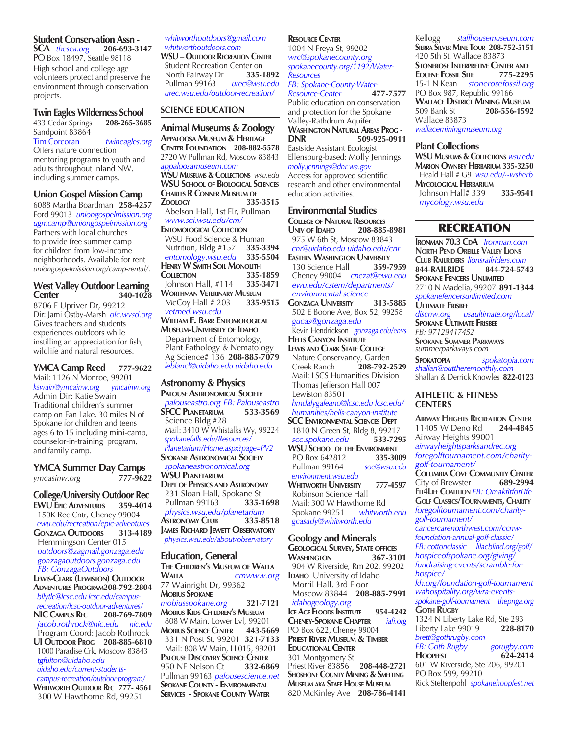### Student Conservation Assn - SCA

*thesca.org* **206-693-3147**
PO Box 18497, Seattle 98118
High school and college age volunteers protect and preserve the environment through conservation projects.

### Twin Eagles Wilderness School

433 Cedar Springs **208-265-3685**
Sandpoint 83864
Tim Corcoran *twineagles.org*
Offers nature connection mentoring programs to youth and adults throughout Inland NW, including summer camps.

### Union Gospel Mission Camp

6088 Martha Boardman **258-4257**
Ford 99013 *uniongospelmission.org*
*ugmcamp@uniongospelmission.org*
Partners with local churches to provide free summer camp for children from low-income neighborhoods. Available for rent *uniongospelmission.org/camp-rental/*.

### West Valley Outdoor Learning Center **340-1028**

8706 E Upriver Dr, 99212
Dir: Jami Ostby-Marsh *olc.wvsd.org*
Gives teachers and students experiences outdoors while instilling an appreciation for fish, wildlife and natural resources.

### YMCA Camp Reed **777-9622**

Mail: 1126 N Monroe, 99201
*kswain@ymcainw.org* *ymcainw.org*
Admin Dir: Katie Swain
Traditional children's summer camp on Fan Lake, 30 miles N of Spokane for children and teens ages 6 to 15 including mini-camp, counselor-in-training program, and family camp.

### YMCA Summer Day Camps

*ymcasinw.org* **777-9622**

### College/University Outdoor Rec

**EWU Epic Adventures** **359-4014**
150K Rec Cntr, Cheney 99004
*ewu.edu/recreation/epic-adventures*
**Gonzaga Outdoors** **313-4189**
Hemmingson Center 015
*outdoors@zagmail.gonzaga.edu*
*gonzagaoutdoors.gonzaga.edu*
*FB: GonzagaOutdoors*
**Lewis-Clark (Lewiston) Outdoor Adventures Program** **208-792-2804**
*bllytle@lcsc.edu lcsc.edu/campus-recreation/lcsc-outdoor-adventures/*
**NIC Campus Rec** **208-769-7809**
*jacob.rothrock@nic.edu* *nic.edu*
Program Coord: Jacob Rothrock
**UI Outdoor Prog** **208-885-6810**
1000 Paradise Crk, Moscow 83843
*tgfulton@uidaho.edu*
*uidaho.edu/current-students-campus-recreation/outdoor-program/*
**Whitworth Outdoor Rec** **777- 4561**
300 W Hawthorne Rd, 99251
*whitworthoutdoors@gmail.com*
*whitworthoutdoors.com*
**WSU – Outdoor Recreation Center**
Student Recreation Center on North Fairway Dr **335-1892**
Pullman 99163 *urec@wsu.edu*
*urec.wsu.edu/outdoor-recreation/*

## SCIENCE EDUCATION

### Animal Museums & Zoology

**Appaloosa Museum & Heritage Center Foundation** **208-882-5578**
2720 W Pullman Rd, Moscow 83843
*appaloosamuseum.com*
**WSU Museums & Collections** *wsu.edu*
**WSU School of Biological Sciences**
**Charles R Conner Museum of Zoology** **335-3515**
Abelson Hall, 1st Flr, Pullman
*www.sci.wsu.edu/cm/*
**Entomological Collection**
WSU Food Science & Human Nutrition, Bldg #157 **335-3394**
*entomology.wsu.edu* **335-5504**
**Henry W Smith Soil Monolith Collection** **335-1859**
Johnson Hall, #114 **335-3471**
**Worthman Veterinary Museum**
McCoy Hall # 203 **335-9515**
*vetmed.wsu.edu*
**William F. Barr Entomological Museum-University of Idaho**
Department of Entomology, Plant Pathology & Nematology
Ag Science# 136 **208-885-7079**
*leblancl@uidaho.edu uidaho.edu*

### Astronomy & Physics

**Palouse Astronomical Society**
*palouseastro.org FB: Palouseastro*
**SFCC Planetarium** **533-3569**
Science Bldg #28
Mail: 3410 W Whistalks Wy, 99224
*spokanefalls.edu/Resources/Planetarium/Home.aspx?page=PV2*
**Spokane Astronomical Society**
*spokaneastronomical.org*
**WSU Planetarium**
**Dept of Physics and Astronomy**
231 Sloan Hall, Spokane St
Pullman 99163 **335-1698**
*physics.wsu.edu/planetarium*
**Astronomy Club** **335-8518**
**James Richard Jewett Observatory**
*physics.wsu.edu/about/observatory*

### Education, General

**The Children's Museum of Walla Walla** *cmwww.org*
77 Wainright Dr, 99362
**Mobius Spokane**
*mobiusspokane.org* **321-7121**
**Mobius Kids Children's Museum**
808 W Main, Lower Lvl, 99201
**Mobius Science Center** **443-5669**
331 N Post St, 99201 **321-7133**
Mail: 808 W Main, LL015, 99201
**Palouse Discovery Science Center**
950 NE Nelson Ct **332-6869**
Pullman 99163 *palousescience.net*
**Spokane County - Environmental Services - Spokane County Water Resource Center**
1004 N Freya St, 99202
*wrc@spokanecounty.org*
*spokanecounty.org/1192/Water-Resources*
*FB: Spokane-County-Water-Resource-Center* **477-7577**
Public education on conservation and protection for the Spokane Valley-Rathdrum Aquifer.
**Washington Natural Areas Prog - DNR** **509-925-0911**
Eastside Assistant Ecologist
Ellensburg-based: Molly Jennings
*molly.jennings@dnr.wa.gov*
Access for approved scientific research and other environmental education activities.

### Environmental Studies

**College of Natural Resources Univ of Idaho** **208-885-8981**
975 W 6th St, Moscow 83843
*cnr@uidaho.edu uidaho.edu/cnr*
**Eastern Washington University**
130 Science Hall **359-7959**
Cheney 99004 *cnezat@ewu.edu*
*ewu.edu/cstem/departments/environmental-science*
**Gonzaga University** **313-5885**
502 E Boone Ave, Box 52, 99258
*gucas@gonzaga.edu*
Kevin Hendrickson *gonzaga.edu/envs*
**Hells Canyon Institute**
**Lewis and Clark State College**
Nature Conservancy, Garden Creek Ranch **208-792-2529**
Mail: LSCS Humanities Division
Thomas Jefferson Hall 007
Lewiston 83501
*hmdalygaleano@lcsc.edu lcsc.edu/humanities/hells-canyon-institute*
**SCC Environmental Sciences Dept**
1810 N Green St, Bldg 8, 99217
*scc.spokane.edu* **533-7295**
**WSU School of the Environment**
PO Box 642812 **335-3009**
Pullman 99164 *soe@wsu.edu*
*environment.wsu.edu*
**Whitworth University** **777-4597**
Robinson Science Hall
Mail: 300 W Hawthorne Rd
Spokane 99251 *whitworth.edu*
*gcasady@whitworth.edu*

### Geology and Minerals

**Geological Survey, State offices**
**Washington** **367-3101**
904 W Riverside, Rm 202, 99202
**Idaho** University of Idaho
Morril Hall, 3rd Floor
Moscow 83844 **208-885-7991**
*idahogeology.org*
**Ice Age Floods Institute** **954-4242**
**Cheney-Spokane Chapter** *iafi.org*
PO Box 622, Cheney 99004
**Priest River Museum & Timber Educational Center**
301 Montgomery St
Priest River 83856 **208-448-2721**
**Shoshone County Mining & Smelting Museum aka Staff House Museum**
820 McKinley Ave **208-786-4141**
Kellogg *staffhousemuseum.com*
**Sierra Silver Mine Tour** **208-752-5151**
420 5th St, Wallace 83873
**Stonerose Interpretive Center and Eocene Fossil Site** **775-2295**
15-1 N Kean *stonerosefossil.org*
PO Box 987, Republic 99166
**Wallace District Mining Museum**
509 Bank St **208-556-1592**
Wallace 83873
*wallaceminingmuseum.org*

### Plant Collections

**WSU Museums & Collections** *wsu.edu*
**Marion Ownbey Herbarium** **335-3250**
Heald Hall # G9 *wsu.edu/~wsherb*
**Mycological Herbarium**
Johnson Hall# 339 **335-9541**
*mycology.wsu.edu*

## RECREATION

**Ironman 70.3 CdA** *Ironman.com*
**North Pend Oreille Valley Lions Club Railriders** *lionsrailriders.com*
**844-RAILRIDE** **844-724-5743**
**Spokane Fencers Unlimited**
2710 N Madelia, 99207 **891-1344**
*spokanefencersunlimited.com*
**Ultimate Frisbee**
*discnw.org* *usaultimate.org/local/*
**Spokane Ultimate Frisbee**
*FB: 97129417452*
**Spokane Summer Parkways**
*summerparkways.com*
**Spokatopia** *spokatopia.com*
*shallan@outtheremonthly.com*
Shallan & Derrick Knowles **822-0123**

### ATHLETIC & FITNESS CENTERS

**Airway Heights Recreation Center**
11405 W Deno Rd **244-4845**
Airway Heights 99001
*airwayheightsparksandrec.org*
*foregolftournament.com/charity-golf-tournament/*
**Columbia Cove Community Center**
City of Brewster **689-2994**
**Fit4Life Coalition** *FB: OmakfitforLife*
**Golf Classics/Tournaments, Charity**
*foregolftournament.com/charity-golf-tournament/*
*cancercarenorthwest.com/ccnw-foundation-annual-golf-classic/*
*FB: cottonclassic* *lilacblind.org/golf/*
*hospiceofspokane.org/giving/fundraising-events/scramble-for-hospice/*
*kh.org/foundation-golf-tournament*
*wahospitality.org/wra-events-spokane-golf-tournament* *thepnga.org*
**Goth Rugby**
1324 N Liberty Lake Rd, Ste 293
Liberty Lake 99019 **228-8170**
*brett@gothrugby.com*
*FB: Goth Rugby* *gorugby.com*
**Hoopfest** **624-2414**
601 W Riverside, Ste 206, 99201
PO Box 599, 99210
Rick Steltenpohl *spokanehoopfest.net*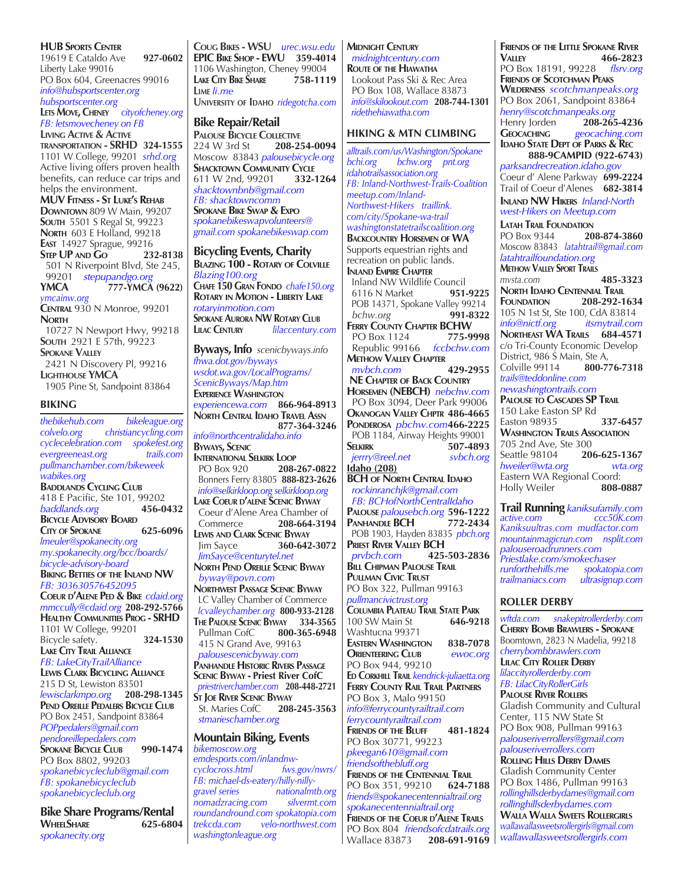**HUB Sports Center**
19619 E Cataldo Ave **927-0602**
Liberty Lake 99016
PO Box 604, Greenacres 99016
*info@hubsportscenter.org*
*hubsportscenter.org*

**Lets Move, Cheney** *cityofcheney.org*
*FB: letsmovecheney on FB*

**Living Active & Active transportation - SRHD 324-1555**
1101 W College, 99201 *srhd.org*
Active living offers proven health benefits, can reduce car trips and helps the environment.

**MUV Fitness - St Luke's Rehab**
**Downtown** 809 W Main, 99207
**South** 5501 S Regal St, 99223
**North** 603 E Holland, 99218
**East** 14927 Sprague, 99216

**Step UP and Go 232-8138**
501 N Riverpoint Blvd, Ste 245, 99201 *stepupandgo.org*

**YMCA 777-YMCA (9622)**
*ymcainw.org*
**Central** 930 N Monroe, 99201
**North**
10727 N Newport Hwy, 99218
**South** 2921 E 57th, 99223
**Spokane Valley**
2421 N Discovery Pl, 99216
**Lighthouse YMCA**
1905 Pine St, Sandpoint 83864

## BIKING

*thebikehub.com* *bikeleague.org*
*colvelo.org* *christiancycling.com*
*cyclecelebration.com* *spokefest.org*
*evergreeneast.org* *trails.com*
*pullmanchamber.com/bikeweek*
*wabikes.org*

**Baddlands Cycling Club**
418 E Pacific, Ste 101, 99202
*baddlands.org* **456-0432**

**Bicycle Advisory Board**
**City of Spokane 625-6096**
*lmeuler@spokanecity.org*
*my.spokanecity.org/bcc/boards/bicycle-advisory-board*

**Biking Betties of the Inland NW**
*FB: 303630576452095*

**Coeur d'Alene Ped & Bike** *cdaid.org*
*mmccully@cdaid.org* **208-292-5766**

**Healthy Communities Prog - SRHD**
1101 W College, 99201
Bicycle safety. **324-1530**

**Lake City Trail Alliance**
*FB: LakeCityTrailAlliance*

**Lewis Clark Bicycling Alliance**
215 D St, Lewiston 83501
*lewisclarkmpo.org* **208-298-1345**

**Pend Oreille Pedalers Bicycle Club**
PO Box 2451, Sandpoint 83864
*POPpedalers@gmail.com*
*pendoreillepedalers.com*

**Spokane Bicycle Club 990-1474**
PO Box 8802, 99203
*spokanebicycleclub@gmail.com*
*FB: spokanebicycleclub*
*spokanebicycleclub.org*

## Bike Share Programs/Rental

**WheelShare 625-6804**
*spokanecity.org*

**Coug Bikes - WSU** *urec.wsu.edu*

**EPIC Bike Shop - EWU 359-4014**
1106 Washington, Cheney 99004

**Lake City Bike Share 758-1119**

**Lime** *li.me*

**University of Idaho** *ridegotcha.com*

## Bike Repair/Retail

**Palouse Bicycle Collective**
224 W 3rd St **208-254-0094**
Moscow 83843 *palousebicycle.org*

**Shacktown Community Cycle**
611 W 2nd, 99201 **332-1264**
*shacktownbnb@gmail.com*
*FB: shacktowncomm*

**Spokane Bike Swap & Expo**
*spokanebikeswapvolunteers@gmail.com spokanebikeswap.com*

## Bicycling Events, Charity

**Blazing 100 - Rotary of Colville**
*Blazing100.org*

**Chafe 150 Gran Fondo** *chafe150.org*

**Rotary in Motion - Liberty Lake**
*rotaryinmotion.com*

**Spokane Aurora NW Rotary Club**

**Lilac Century** *lilaccentury.com*

## Byways, Info *scenicbyways.info*

*fhwa.dot.gov/byways*
*wsdot.wa.gov/LocalPrograms/ScenicByways/Map.htm*

**Experience Washington**
*experiencewa.com* **866-964-8913**

**North Central Idaho Travel Assn**
**877-364-3246**
*info@northcentralidaho.info*

**Byways, Scenic**

**International Selkirk Loop**
PO Box 920 **208-267-0822**
Bonners Ferry 83805 **888-823-2626**
*info@selkirkloop.org selkirkloop.org*

**Lake Coeur d'Alene Scenic Byway**
Coeur d'Alene Area Chamber of Commerce **208-664-3194**

**Lewis and Clark Scenic Byway**
Jim Sayce **360-642-3072**
*JimSayce@centurytel.net*

**North Pend Oreille Scenic Byway**
*byway@povn.com*

**Northwest Passage Scenic Byway**
LC Valley Chamber of Commerce
*lcvalleychamber.org* **800-933-2128**

**The Palouse Scenic Byway 334-3565**
Pullman CofC **800-365-6948**
415 N Grand Ave, 99163
*palousescenicbyway.com*

**Panhandle Historic Rivers Passage Scenic Byway - Priest River CofC**
*priestriverchamber.com* **208-448-2721**

**St Joe River Scenic Byway**
St. Maries CofC **208-245-3563**
*stmarieschamber.org*

## Mountain Biking, Events

*bikemoscow.org*
*emdesports.com/inlandnw-cyclocross.html* *fws.gov/nwrs/*
*FB: michael-ds-eatery/hilly-nilly-gravel series* *nationalmtb.org*
*nomadzracing.com* *silvermt.com*
*roundandround.com spokatopia.com*
*trekcda.com* *velo-northwest.com*
*washingtonleague.org*

**Midnight Century**
*midnightcentury.com*

**Route of the Hiawatha**
Lookout Pass Ski & Rec Area
PO Box 108, Wallace 83873
*info@skilookout.com* **208-744-1301**
*ridethehiawatha.com*

## HIKING & MTN CLIMBING

*alltrails.com/us/Washington/Spokane*
*bchi.org* *bchw.org* *pnt.org*
*idahotrailsassociation.org*
*FB: Inland-Northwest-Trails-Coalition*
*meetup.com/Inland-Northwest-Hikers* *traillink.com/city/Spokane-wa-trail*
*washingtonstatetrailscoalition.org*

**Backcountry Horsemen of WA**
Supports equestrian rights and recreation on public lands.

**Inland Empire Chapter**
Inland NW Wildlife Council
6116 N Market **951-9225**
POB 14371, Spokane Valley 99214
*bchw.org* **991-8322**

**Ferry County Chapter BCHW**
PO Box 1124 **775-9998**
Republic 99166 *fccbchw.com*

**Methow Valley Chapter**
*mvbch.com* **429-2955**

**NE Chapter of Back Country Horsemen (NEBCH)** *nebchw.com*
PO Box 3094, Deer Park 99006

**Okanogan Valley Chptr 486-4665**

**Ponderosa** *pbchw.com* **466-2225**
POB 1184, Airway Heights 99001

**Selkirk 507-4893**
*jerrry@reel.net* *svbch.org*

**Idaho (208)**

**BCH of North Central Idaho**
*rockinranchjk@gmail.com*
*FB: BCHofNorthCentralIdaho*

**Palouse** *palousebch.org* **596-1222**

**Panhandle BCH 772-2434**
POB 1903, Hayden 83835 *pbch.org*

**Priest River Valley BCH**
*prvbch.com* **425-503-2836**

**Bill Chipman Palouse Trail**

**Pullman Civic Trust**
PO Box 322, Pullman 99163
*pullmancivictrust.org*

**Columbia Plateau Trail State Park**
100 SW Main St **646-9218**
Washtucna 99371

**Eastern Washington 838-7078**
**Orienteering Club** *ewoc.org*
PO Box 944, 99210

**Ed Corkhill Trail** *kendrick-juliaetta.org*

**Ferry County Rail Trail Partners**
PO Box 3, Malo 99150
*info@ferrycountyrailtrail.com*
*ferrycountyrailtrail.com*

**Friends of the Bluff 481-1824**
PO Box 30771, 99223
*pkeegan610@gmail.com*
*friendsofthebluff.org*

**Friends of the Centennial Trail**
PO Box 351, 99210 **624-7188**
*friends@spokanecentennialtrail.org*
*spokanecentennialtrail.org*

**Friends of the Coeur d'Alene Trails**
PO Box 804 *friendsofcdatrails.org*
Wallace 83873 **208-691-9169**

**Friends of the Little Spokane River Valley 466-2823**
PO Box 18191, 99228 *flsrv.org*

**Friends of Scotchman Peaks Wilderness** *scotchmanpeaks.org*
PO Box 2061, Sandpoint 83864
*henry@scotchmanpeaks.org*
Henry Jorden **208-265-4236**

**Geocaching** *geocaching.com*

**Idaho State Dept of Parks & Rec**
**888-9CAMPID (922-6743)**
*parksandrecreation.idaho.gov*
Coeur d' Alene Parkway **699-2224**
Trail of Coeur d'Alenes **682-3814**

**Inland NW Hikers** *Inland-North west-Hikers on Meetup.com*

**Latah Trail Foundation**
PO Box 9344 **208-874-3860**
Moscow 83843 *latahtrail@gmail.com*
*latahtrailfoundation.org*

**Methow Valley Sport Trails**
*mvsta.com* **485-3323**

**North Idaho Centennial Trail Foundation 208-292-1634**
105 N 1st St, Ste 100, CdA 83814
*info@nictf.org* *itsmytrail.com*

**Northeast WA Trails 684-4571**
c/o Tri-County Economic Develop District, 986 S Main, Ste A,
Colville 99114 **800-776-7318**
*trails@teddonline.com*
*newashingtontrails.com*

**Palouse to Cascades SP Trail**
150 Lake Easton SP Rd
Easton 98935 **337-6457**

**Washington Trails Association**
705 2nd Ave, Ste 300
Seattle 98104 **206-625-1367**
*hweiler@wta.org* *wta.org*
Eastern WA Regional Coord:
Holly Weiler **808-0887**

## Trail Running *kaniksufamily.com*

*active.com* *ccc50K.com*
*Kaniksuultras.com* *mudfactor.com*
*mountainmagicrun.com* *nsplit.com*
*palouseroadrunners.com*
*Priestlake.com/smokechaser*
*runforthehills.me* *spokatopia.com*
*trailmaniacs.com* *ultrasignup.com*

## ROLLER DERBY

*wftda.com* *snakepitrollerderby.com*

**Cherry Bomb Brawlers - Spokane**
Boomtown, 2823 N Madelia, 99218
*cherrybombbrawlers.com*

**Lilac City Roller Derby**
*lilaccityrollerderby.com*
*FB: LilacCityRollerGirls*

**Palouse River Rollers**
Gladish Community and Cultural Center, 115 NW State St
PO Box 908, Pullman 99163
*palouseriverrollers@gmail.com*
*palouseriverrollers.com*

**Rolling Hills Derby Dames**
Gladish Community Center
PO Box 1486, Pullman 99163
*rollinghillsderbydames@gmail.com*
*rollinghillsderbydames.com*

**Walla Walla Sweets Rollergirls**
*wallawallasweetsrollergirls@gmail.com*
*wallawallasweetsrollergirls.com*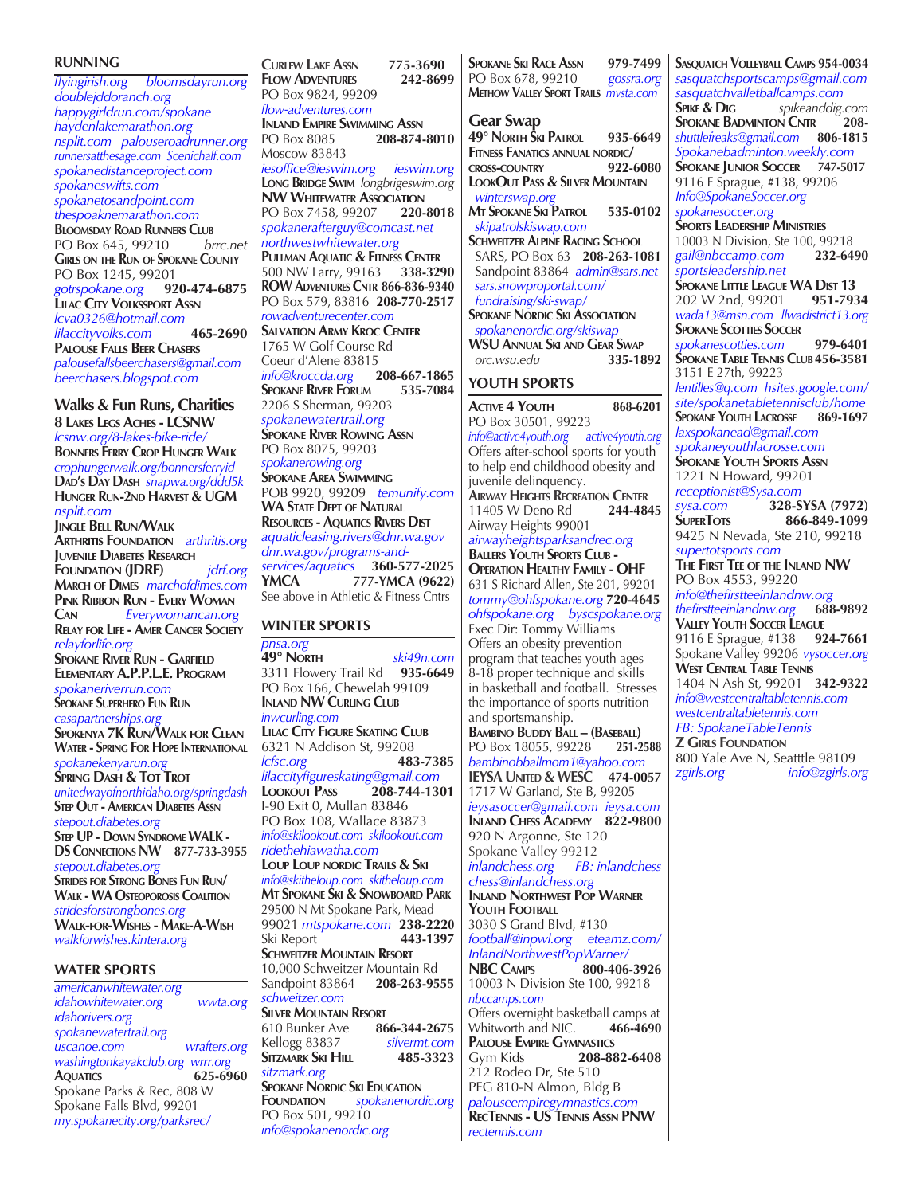## RUNNING

flyingirish.org bloomsdayrun.org
doublejddoranch.org
happyjeldrun.com/spokane
haydenlakemarathon.org
nsplit.com palouseroadrunner.org
runnersatthesage.com Scenichalf.com
spokanedistanceproject.com
spokaneswifts.com
spokanetosandpoint.com
thespoaknemarathon.com

**Bloomsday Road Runners Club**
PO Box 645, 99210 brrc.net

**Girls on the Run of Spokane County**
PO Box 1245, 99201
gotrspokane.org **920-474-6875**

**Lilac City Volkssport Assn**
lcva0326@hotmail.com
lilaccityvolks.com **465-2690**

**Palouse Falls Beer Chasers**
palousefallsbeerchasers@gmail.com
beerchasers.blogspot.com

## Walks & Fun Runs, Charities

**8 Lakes Legs Aches - LCSNW**
lcsnw.org/8-lakes-bike-ride/

**Bonners Ferry Crop Hunger Walk**
crophungerwalk.org/bonnersferryid

**Dad's Day Dash** snapwa.org/ddd5k

**Hunger Run-2nd Harvest & UGM**
nsplit.com

**Jingle Bell Run/Walk**
**Arthritis Foundation** arthritis.org

**Juvenile Diabetes Research Foundation (JDRF)** jdrf.org

**March of Dimes** marchofdimes.com

**Pink Ribbon Run - Every Woman Can** Everywomancan.org

**Relay for Life - Amer Cancer Society**
relayforlife.org

**Spokane River Run - Garfield Elementary A.P.P.L.E. Program**
spokaneriverrun.com

**Spokane Superhero Fun Run**
casapartnerships.org

**Spokenya 7K Run/Walk for Clean Water - Spring For Hope International**
spokanekenyarun.org

**Spring Dash & Tot Trot**
unitedwayofnorthidaho.org/springdash

**Step Out - American Diabetes Assn**
stepout.diabetes.org

**Step UP - Down Syndrome WALK - DS Connections NW** **877-733-3955**
stepout.diabetes.org

**Strides for Strong Bones Fun Run/ Walk - WA Osteoporosis Coalition**
stridesforstrongbones.org

**Walk-for-Wishes - Make-A-Wish**
walkforwishes.kintera.org

## WATER SPORTS

americanwhitewater.org
idahowhitewater.org wwta.org
idahorivers.org
spokanewatertrail.org
uscanoe.com wrafters.org
washingtonkayakclub.org wrrr.org

**Aquatics** **625-6960**
Spokane Parks & Rec, 808 W Spokane Falls Blvd, 99201
my.spokanecity.org/parksrec/

**Curlew Lake Assn** **775-3690**

**Flow Adventures** **242-8699**
PO Box 9824, 99209
flow-adventures.com

**Inland Empire Swimming Assn**
PO Box 8085 **208-874-8010**
Moscow 83843
iesoffice@ieswim.org ieswim.org

**Long Bridge Swim** longbrigeswim.org

**NW Whitewater Association**
PO Box 7458, 99207 **220-8018**
spokanerafterguy@comcast.net
northwestwhitewater.org

**Pullman Aquatic & Fitness Center**
500 NW Larry, 99163 **338-3290**

**ROW Adventures Cntr 866-836-9340**
PO Box 579, 83816 **208-770-2517**
rowadventurecenter.com

**Salvation Army Kroc Center**
1765 W Golf Course Rd
Coeur d'Alene 83815
info@kroccda.org **208-667-1865**

**Spokane River Forum** **535-7084**
2206 S Sherman, 99203
spokanewatertrail.org

**Spokane River Rowing Assn**
PO Box 8075, 99203
spokanerowing.org

**Spokane Area Swimming**
POB 9920, 99209 temunify.com

**WA State Dept of Natural Resources - Aquatics Rivers Dist**
aquaticleasing.rivers@dnr.wa.gov
dnr.wa.gov/programs-and-services/aquatics **360-577-2025**

**YMCA** **777-YMCA (9622)**
See above in Athletic & Fitness Cntrs

## WINTER SPORTS

pnsa.org

**49° North** ski49n.com
3311 Flowery Trail Rd **935-6649**
PO Box 166, Chewelah 99109

**Inland NW Curling Club**
inwcurling.com

**Lilac City Figure Skating Club**
6321 N Addison St, 99208
lcfsc.org **483-7385**
lilaccityfigureskating@gmail.com

**Lookout Pass** **208-744-1301**
I-90 Exit 0, Mullan 83846
PO Box 108, Wallace 83873
info@skilookout.com skilookout.com
ridethehiawatha.com

**Loup Loup nordic Trails & Ski**
info@skitheloup.com skitheloup.com

**Mt Spokane Ski & Snowboard Park**
29500 N Mt Spokane Park, Mead 99021 mtspokane.com **238-2220**
Ski Report **443-1397**

**Schweitzer Mountain Resort**
10,000 Schweitzer Mountain Rd
Sandpoint 83864 **208-263-9555**
schweitzer.com

**Silver Mountain Resort**
610 Bunker Ave **866-344-2675**
Kellogg 83837 silvermt.com

**Sitzmark Ski Hill** **485-3323**
sitzmark.org

**Spokane Nordic Ski Education Foundation** spokanenordic.org
PO Box 501, 99210
info@spokanenordic.org

**Spokane Ski Race Assn** **979-7499**
PO Box 678, 99210 gossra.org

**Methow Valley Sport Trails** mvsta.com

## Gear Swap

**49° North Ski Patrol** **935-6649**

**Fitness Fanatics annual nordic/ cross-country** **922-6080**

**LookOut Pass & Silver Mountain**
winterswap.org

**Mt Spokane Ski Patrol** **535-0102**
skipatrolskiswap.com

**Schweitzer Alpine Racing School**
SARS, PO Box 63 **208-263-1081**
Sandpoint 83864 admin@sars.net
sars.snowproportal.com/fundraising/ski-swap/

**Spokane Nordic Ski Association**
spokanenordic.org/skiswap

**WSU Annual Ski and Gear Swap**
orc.wsu.edu **335-1892**

## YOUTH SPORTS

**Active 4 Youth** **868-6201**
PO Box 30501, 99223
info@active4youth.org active4youth.org
Offers after-school sports for youth to help end childhood obesity and juvenile delinquency.

**Airway Heights Recreation Center**
11405 W Deno Rd **244-4845**
Airway Heights 99001
airwayheightsparksandrec.org

**Ballers Youth Sports Club - Operation Healthy Family - OHF**
631 S Richard Allen, Ste 201, 99201
tommy@ohfspokane.org **720-4645**
ohfspokane.org byscspokane.org
Exec Dir: Tommy Williams
Offers an obesity prevention program that teaches youth ages 8-18 proper technique and skills in basketball and football. Stresses the importance of sports nutrition and sportsmanship.

**Bambino Buddy Ball – (Baseball)**
PO Box 18055, 99228 **251-2588**
bambinobballmom1@yahoo.com

**IEYSA United & WESC** **474-0057**
1717 W Garland, Ste B, 99205
ieysasoccer@gmail.com ieysa.com

**Inland Chess Academy** **822-9800**
920 N Argonne, Ste 120
Spokane Valley 99212
inlandchess.org FB: inlandchess
chess@inlandchess.org

**Inland Northwest Pop Warner Youth Football**
3030 S Grand Blvd, #130
football@inpwl.org eteamz.com/InlandNorthwestPopWarner/

**NBC Camps** **800-406-3926**
10003 N Division Ste 100, 99218
nbccamps.com
Offers overnight basketball camps at Whitworth and NIC. **466-4690**

**Palouse Empire Gymnastics**
Gym Kids **208-882-6408**
212 Rodeo Dr, Ste 510
PEG 810-N Almon, Bldg B
palouseempiregymnastics.com

**RecTennis - US Tennis Assn PNW**
rectennis.com

**Sasquatch Volleyball Camps 954-0034**
sasquatchsportscamps@gmail.com
sasquatchvalletballcamps.com

**Spike & Dig** spikeanddig.com

**Spokane Badminton Cntr** **208-**
shuttlefreaks@gmail.com **806-1815**
Spokanebadminton.weebly.com

**Spokane Junior Soccer** **747-5017**
9116 E Sprague, #138, 99206
Info@SpokaneSoccer.org
spokanesoccer.org

**Sports Leadership Ministries**
10003 N Division, Ste 100, 99218
gail@nbccamp.com **232-6490**
sportsleadership.net

**Spokane Little League WA Dist 13**
202 W 2nd, 99201 **951-7934**
wada13@msn.com llwadistrict13.org

**Spokane Scotties Soccer**
spokanescotties.com **979-6401**

**Spokane Table Tennis Club 456-3581**
3151 E 27th, 99223
lentilles@q.com hsites.google.com/site/spokanetabletennisclub/home

**Spokane Youth Lacrosse** **869-1697**
laxspokanead@gmail.com
spokaneyouthlacrosse.com

**Spokane Youth Sports Assn**
1221 N Howard, 99201
receptionist@Sysa.com
sysa.com **328-SYSA (7972)**

**SuperTots** **866-849-1099**
9425 N Nevada, Ste 210, 99218
supertotsports.com

**The First Tee of the Inland NW**
PO Box 4553, 99220
info@thefirstteeinlandnw.org
thefirstteeinlandnw.org **688-9892**

**Valley Youth Soccer League**
9116 E Sprague, #138 **924-7661**
Spokane Valley 99206 vysoccer.org

**West Central Table Tennis**
1404 N Ash St, 99201 **342-9322**
info@westcentraltabletennis.com
westcentraltabletennis.com
FB: SpokaneTableTennis

**Z Girls Foundation**
800 Yale Ave N, Seatttle 98109
zgirls.org info@zgirls.org